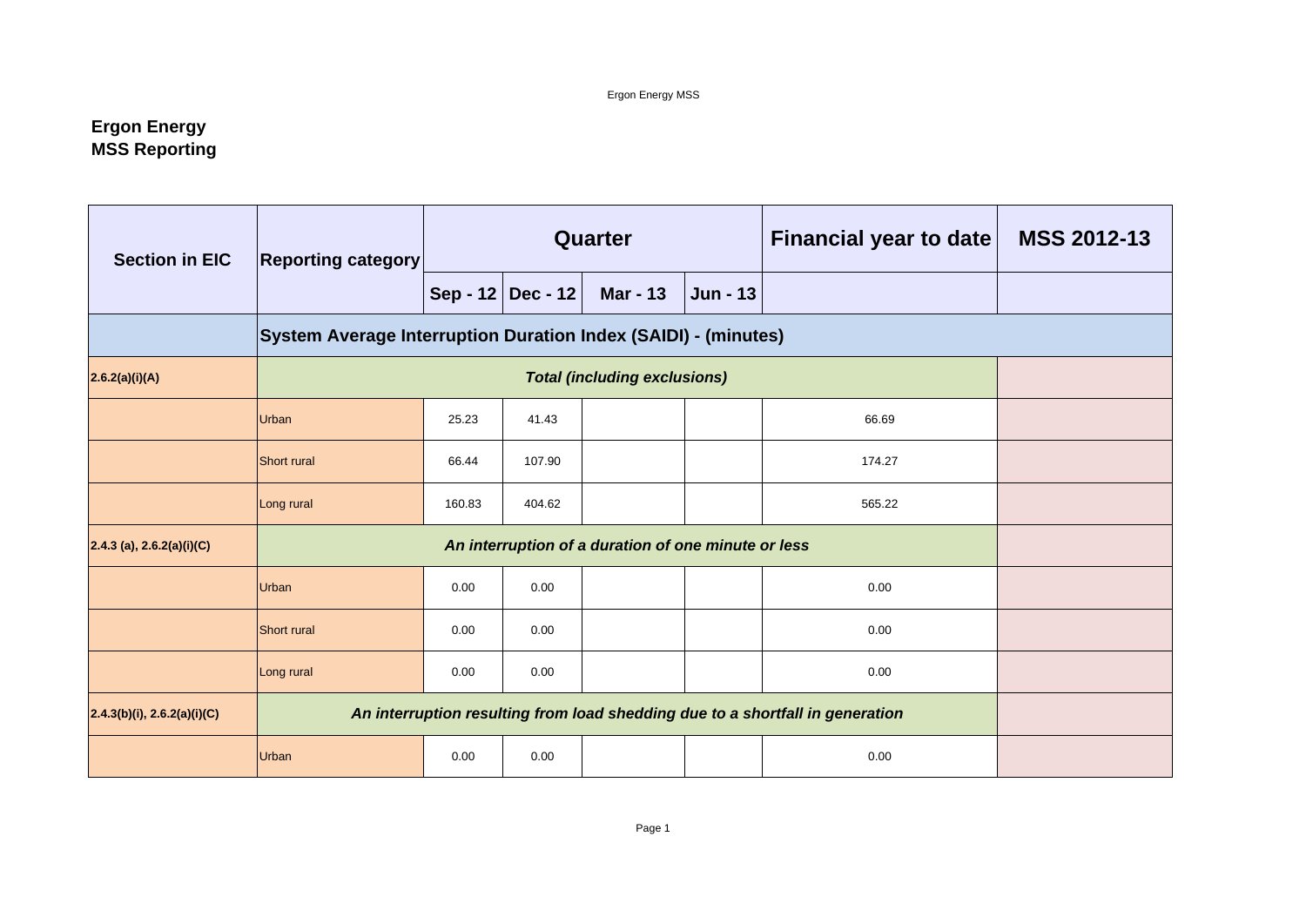# Ergon Energy
## MSS Reporting

| Section in EIC | Reporting category | Quarter | | | | Financial year to date | MSS 2012-13 |
|---|---|---|---|---|---|---|---|
| | | Sep - 12 | Dec - 12 | Mar - 13 | Jun - 13 | | |
| | **System Average Interruption Duration Index (SAIDI) - (minutes)** | | | | | | |
| **2.6.2(a)(i)(A)** | ***Total (including exclusions)*** | | | | | | |
| | Urban | 25.23 | 41.43 | | | 66.69 | |
| | Short rural | 66.44 | 107.90 | | | 174.27 | |
| | Long rural | 160.83 | 404.62 | | | 565.22 | |
| **2.4.3 (a), 2.6.2(a)(i)(C)** | ***An interruption of a duration of one minute or less*** | | | | | | |
| | Urban | 0.00 | 0.00 | | | 0.00 | |
| | Short rural | 0.00 | 0.00 | | | 0.00 | |
| | Long rural | 0.00 | 0.00 | | | 0.00 | |
| **2.4.3(b)(i), 2.6.2(a)(i)(C)** | ***An interruption resulting from load shedding due to a shortfall in generation*** | | | | | | |
| | Urban | 0.00 | 0.00 | | | 0.00 | |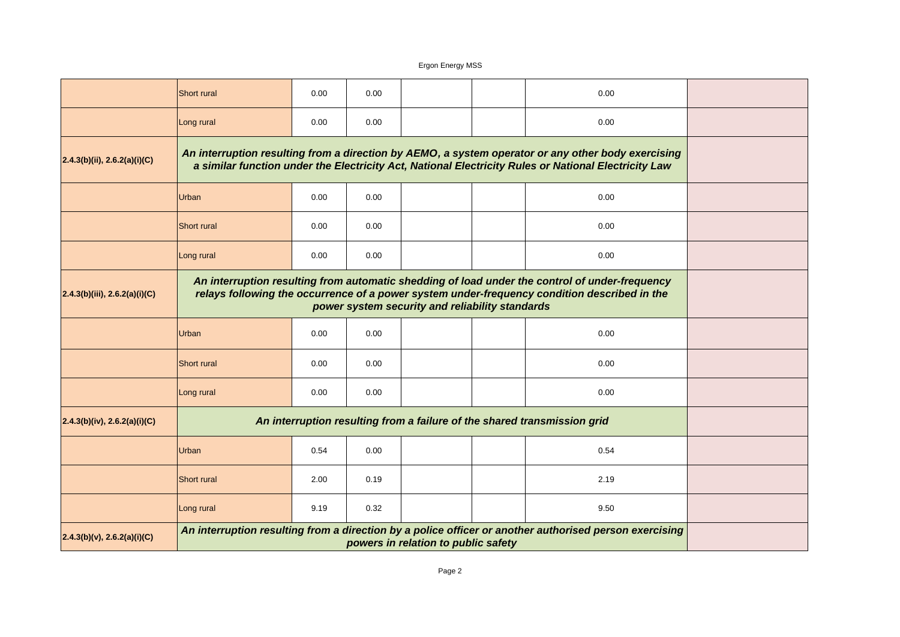| | | | | | | | |
|---|---|---|---|---|---|---|---|
| | Short rural | 0.00 | 0.00 | | | 0.00 | |
| | Long rural | 0.00 | 0.00 | | | 0.00 | |
| **2.4.3(b)(ii), 2.6.2(a)(i)(C)** | ***An interruption resulting from a direction by AEMO, a system operator or any other body exercising a similar function under the Electricity Act, National Electricity Rules or National Electricity Law*** | | | | | | |
| | Urban | 0.00 | 0.00 | | | 0.00 | |
| | Short rural | 0.00 | 0.00 | | | 0.00 | |
| | Long rural | 0.00 | 0.00 | | | 0.00 | |
| **2.4.3(b)(iii), 2.6.2(a)(i)(C)** | ***An interruption resulting from automatic shedding of load under the control of under-frequency relays following the occurrence of a power system under-frequency condition described in the power system security and reliability standards*** | | | | | | |
| | Urban | 0.00 | 0.00 | | | 0.00 | |
| | Short rural | 0.00 | 0.00 | | | 0.00 | |
| | Long rural | 0.00 | 0.00 | | | 0.00 | |
| **2.4.3(b)(iv), 2.6.2(a)(i)(C)** | ***An interruption resulting from a failure of the shared transmission grid*** | | | | | | |
| | Urban | 0.54 | 0.00 | | | 0.54 | |
| | Short rural | 2.00 | 0.19 | | | 2.19 | |
| | Long rural | 9.19 | 0.32 | | | 9.50 | |
| **2.4.3(b)(v), 2.6.2(a)(i)(C)** | ***An interruption resulting from a direction by a police officer or another authorised person exercising powers in relation to public safety*** | | | | | | |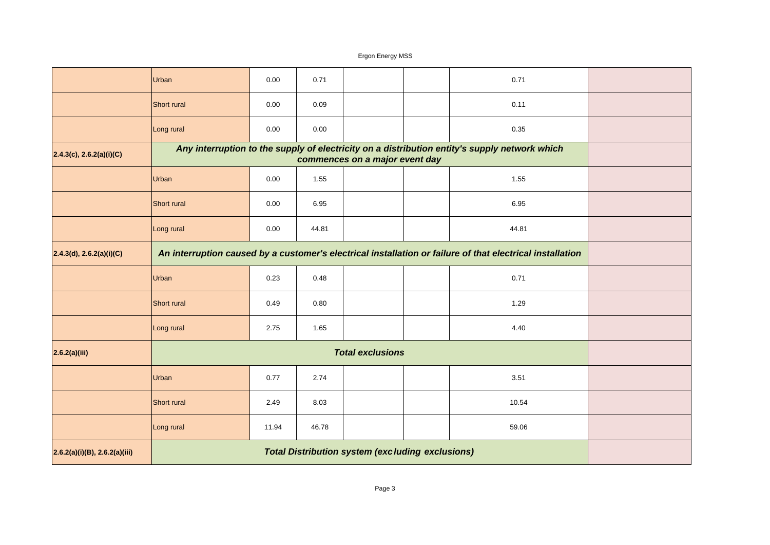| | | | | | | | |
|---|---|---|---|---|---|---|---|
| | Urban | 0.00 | 0.71 | | | 0.71 | |
| | Short rural | 0.00 | 0.09 | | | 0.11 | |
| | Long rural | 0.00 | 0.00 | | | 0.35 | |
| 2.4.3(c), 2.6.2(a)(i)(C) | ***Any interruption to the supply of electricity on a distribution entity's supply network which commences on a major event day*** | | | | | | |
| | Urban | 0.00 | 1.55 | | | 1.55 | |
| | Short rural | 0.00 | 6.95 | | | 6.95 | |
| | Long rural | 0.00 | 44.81 | | | 44.81 | |
| 2.4.3(d), 2.6.2(a)(i)(C) | ***An interruption caused by a customer's electrical installation or failure of that electrical installation*** | | | | | | |
| | Urban | 0.23 | 0.48 | | | 0.71 | |
| | Short rural | 0.49 | 0.80 | | | 1.29 | |
| | Long rural | 2.75 | 1.65 | | | 4.40 | |
| 2.6.2(a)(iii) | ***Total exclusions*** | | | | | | |
| | Urban | 0.77 | 2.74 | | | 3.51 | |
| | Short rural | 2.49 | 8.03 | | | 10.54 | |
| | Long rural | 11.94 | 46.78 | | | 59.06 | |
| 2.6.2(a)(i)(B), 2.6.2(a)(iii) | ***Total Distribution system (excluding exclusions)*** | | | | | | |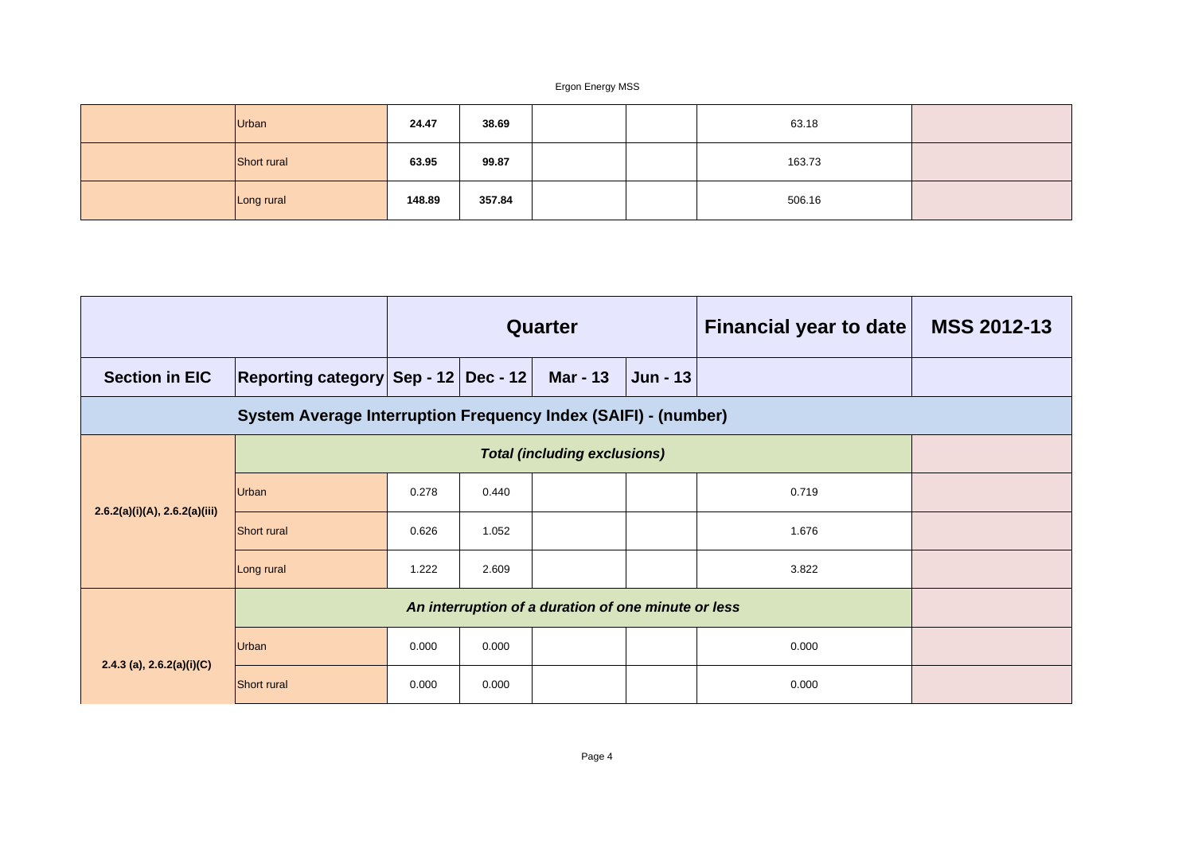| | Urban | 24.47 | 38.69 | | | 63.18 | |
|---|---|---|---|---|---|---|---|
| | Short rural | 63.95 | 99.87 | | | 163.73 | |
| | Long rural | 148.89 | 357.84 | | | 506.16 | |

| | | Quarter | | | | Financial year to date | MSS 2012-13 |
|---|---|---|---|---|---|---|---|
| **Section in EIC** | **Reporting category** | **Sep - 12** | **Dec - 12** | **Mar - 13** | **Jun - 13** | | |
| **System Average Interruption Frequency Index (SAIFI) - (number)** | | | | | | | |
| **2.6.2(a)(i)(A), 2.6.2(a)(iii)** | ***Total (including exclusions)*** | | | | | | |
| | Urban | 0.278 | 0.440 | | | 0.719 | |
| | Short rural | 0.626 | 1.052 | | | 1.676 | |
| | Long rural | 1.222 | 2.609 | | | 3.822 | |
| **2.4.3 (a), 2.6.2(a)(i)(C)** | ***An interruption of a duration of one minute or less*** | | | | | | |
| | Urban | 0.000 | 0.000 | | | 0.000 | |
| | Short rural | 0.000 | 0.000 | | | 0.000 | |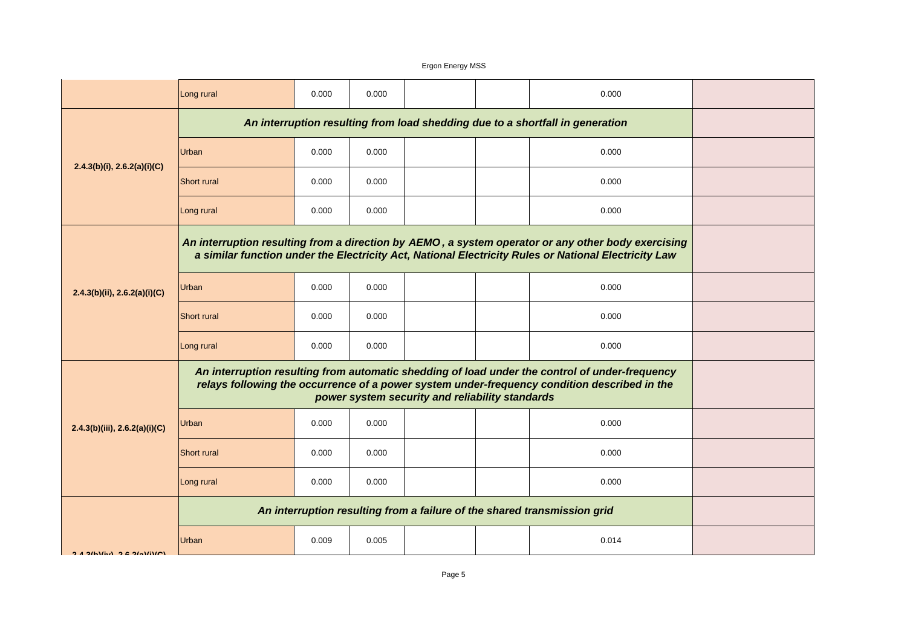| | | | | | | | |
|---|---|---|---|---|---|---|---|
| | Long rural | 0.000 | 0.000 | | | 0.000 | |
| 2.4.3(b)(i), 2.6.2(a)(i)(C) | ***An interruption resulting from load shedding due to a shortfall in generation*** | | | | | | |
| | Urban | 0.000 | 0.000 | | | 0.000 | |
| | Short rural | 0.000 | 0.000 | | | 0.000 | |
| | Long rural | 0.000 | 0.000 | | | 0.000 | |
| 2.4.3(b)(ii), 2.6.2(a)(i)(C) | ***An interruption resulting from a direction by AEMO , a system operator or any other body exercising a similar function under the Electricity Act, National Electricity Rules or National Electricity Law*** | | | | | | |
| | Urban | 0.000 | 0.000 | | | 0.000 | |
| | Short rural | 0.000 | 0.000 | | | 0.000 | |
| | Long rural | 0.000 | 0.000 | | | 0.000 | |
| 2.4.3(b)(iii), 2.6.2(a)(i)(C) | ***An interruption resulting from automatic shedding of load under the control of under-frequency relays following the occurrence of a power system under-frequency condition described in the power system security and reliability standards*** | | | | | | |
| | Urban | 0.000 | 0.000 | | | 0.000 | |
| | Short rural | 0.000 | 0.000 | | | 0.000 | |
| | Long rural | 0.000 | 0.000 | | | 0.000 | |
| 2.4.3(b)(iv), 2.6.2(a)(i)(C) | ***An interruption resulting from a failure of the shared transmission grid*** | | | | | | |
| | Urban | 0.009 | 0.005 | | | 0.014 | |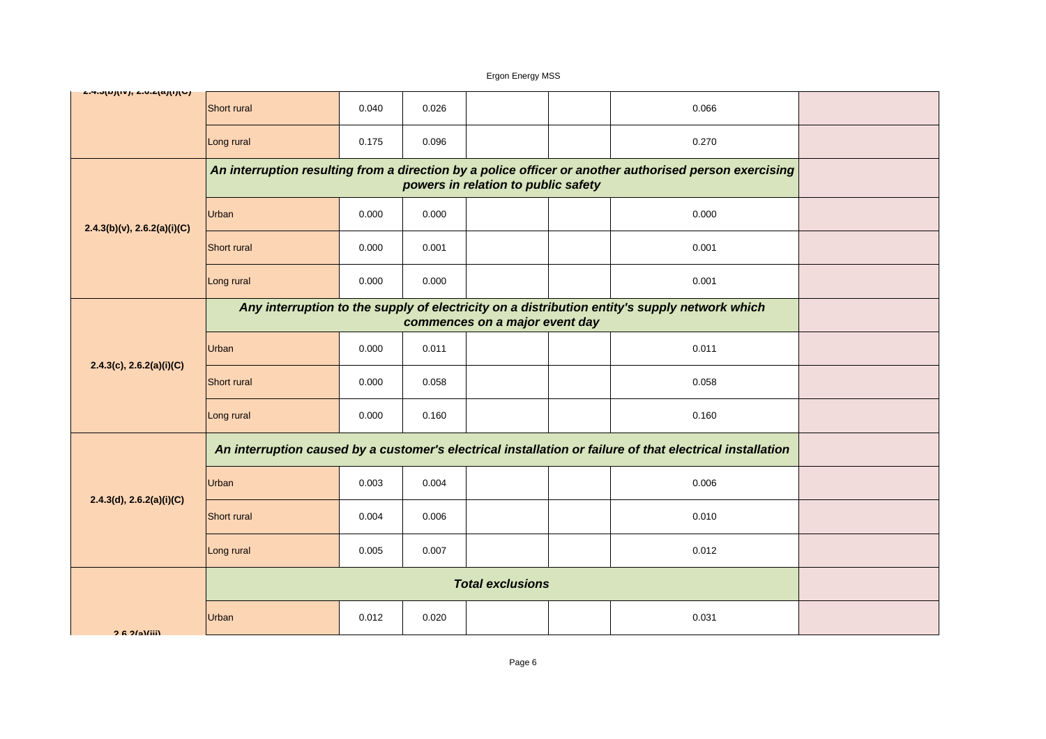| | | | | | | | |
|---|---|---|---|---|---|---|---|
| 2.4.3(b)(iv), 2.6.2(a)(i)(C) | Short rural | 0.040 | 0.026 | | | 0.066 | |
| | Long rural | 0.175 | 0.096 | | | 0.270 | |
| 2.4.3(b)(v), 2.6.2(a)(i)(C) | ***An interruption resulting from a direction by a police officer or another authorised person exercising powers in relation to public safety*** | | | | | | |
| | Urban | 0.000 | 0.000 | | | 0.000 | |
| | Short rural | 0.000 | 0.001 | | | 0.001 | |
| | Long rural | 0.000 | 0.000 | | | 0.001 | |
| 2.4.3(c), 2.6.2(a)(i)(C) | ***Any interruption to the supply of electricity on a distribution entity's supply network which commences on a major event day*** | | | | | | |
| | Urban | 0.000 | 0.011 | | | 0.011 | |
| | Short rural | 0.000 | 0.058 | | | 0.058 | |
| | Long rural | 0.000 | 0.160 | | | 0.160 | |
| 2.4.3(d), 2.6.2(a)(i)(C) | ***An interruption caused by a customer's electrical installation or failure of that electrical installation*** | | | | | | |
| | Urban | 0.003 | 0.004 | | | 0.006 | |
| | Short rural | 0.004 | 0.006 | | | 0.010 | |
| | Long rural | 0.005 | 0.007 | | | 0.012 | |
| 2.6.2(a)(iii) | ***Total exclusions*** | | | | | | |
| | Urban | 0.012 | 0.020 | | | 0.031 | |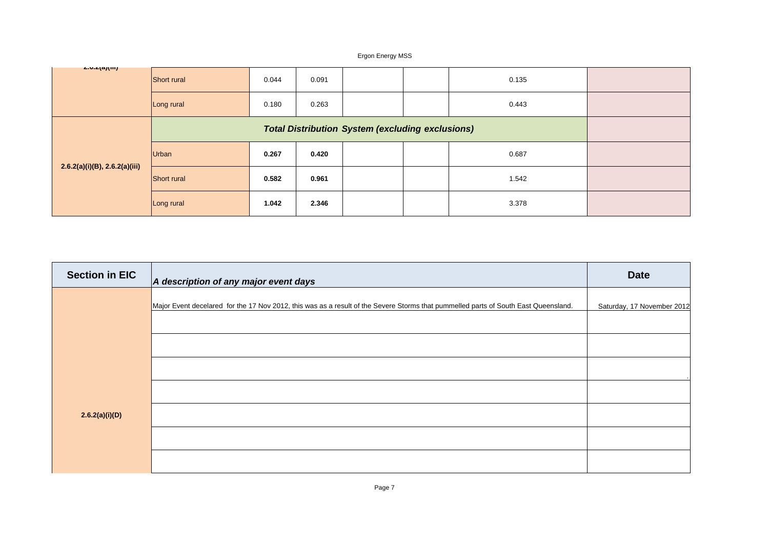| 2.6.2(a)(iii) | | | | | | | |
|---|---|---|---|---|---|---|---|
| | Short rural | 0.044 | 0.091 | | | 0.135 | |
| | Long rural | 0.180 | 0.263 | | | 0.443 | |
| 2.6.2(a)(i)(B), 2.6.2(a)(iii) | ***Total Distribution System (excluding exclusions)*** | | | | | | |
| | Urban | **0.267** | **0.420** | | | 0.687 | |
| | Short rural | **0.582** | **0.961** | | | 1.542 | |
| | Long rural | **1.042** | **2.346** | | | 3.378 | |

| **Section in EIC** | ***A description of any major event days*** | **Date** |
|---|---|---|
| 2.6.2(a)(i)(D) | Major Event decelared for the 17 Nov 2012, this was as a result of the Severe Storms that pummelled parts of South East Queensland. | Saturday, 17 November 2012 |
| | | |
| | | |
| | | . |
| | | |
| | | |
| | | |
| | | |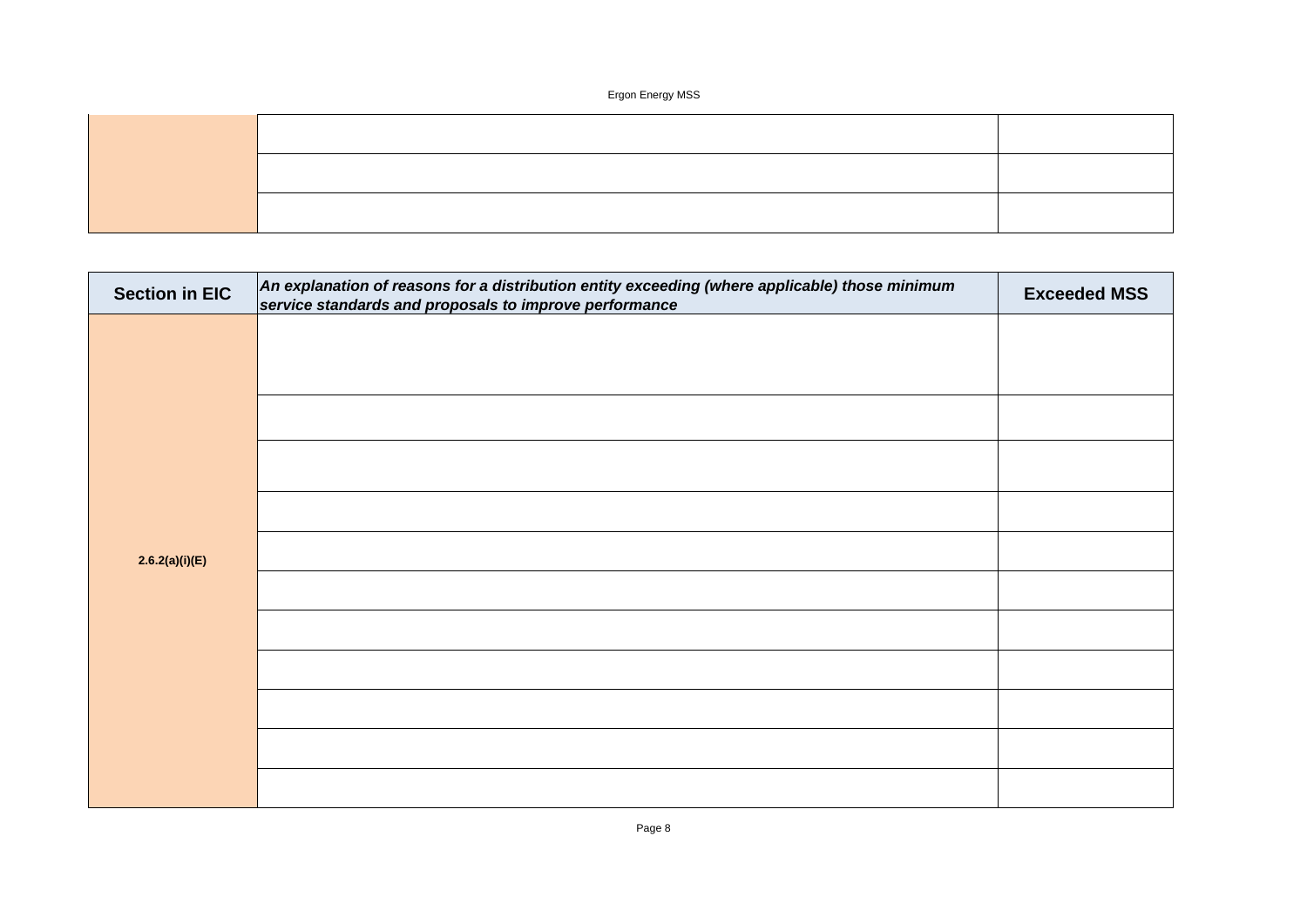| | | |
|---|---|---|
| | | |
| | | |
| | | |

| Section in EIC | *An explanation of reasons for a distribution entity exceeding (where applicable) those minimum service standards and proposals to improve performance* | Exceeded MSS |
|---|---|---|
| **2.6.2(a)(i)(E)** | | |
| | | |
| | | |
| | | |
| | | |
| | | |
| | | |
| | | |
| | | |
| | | |
| | | |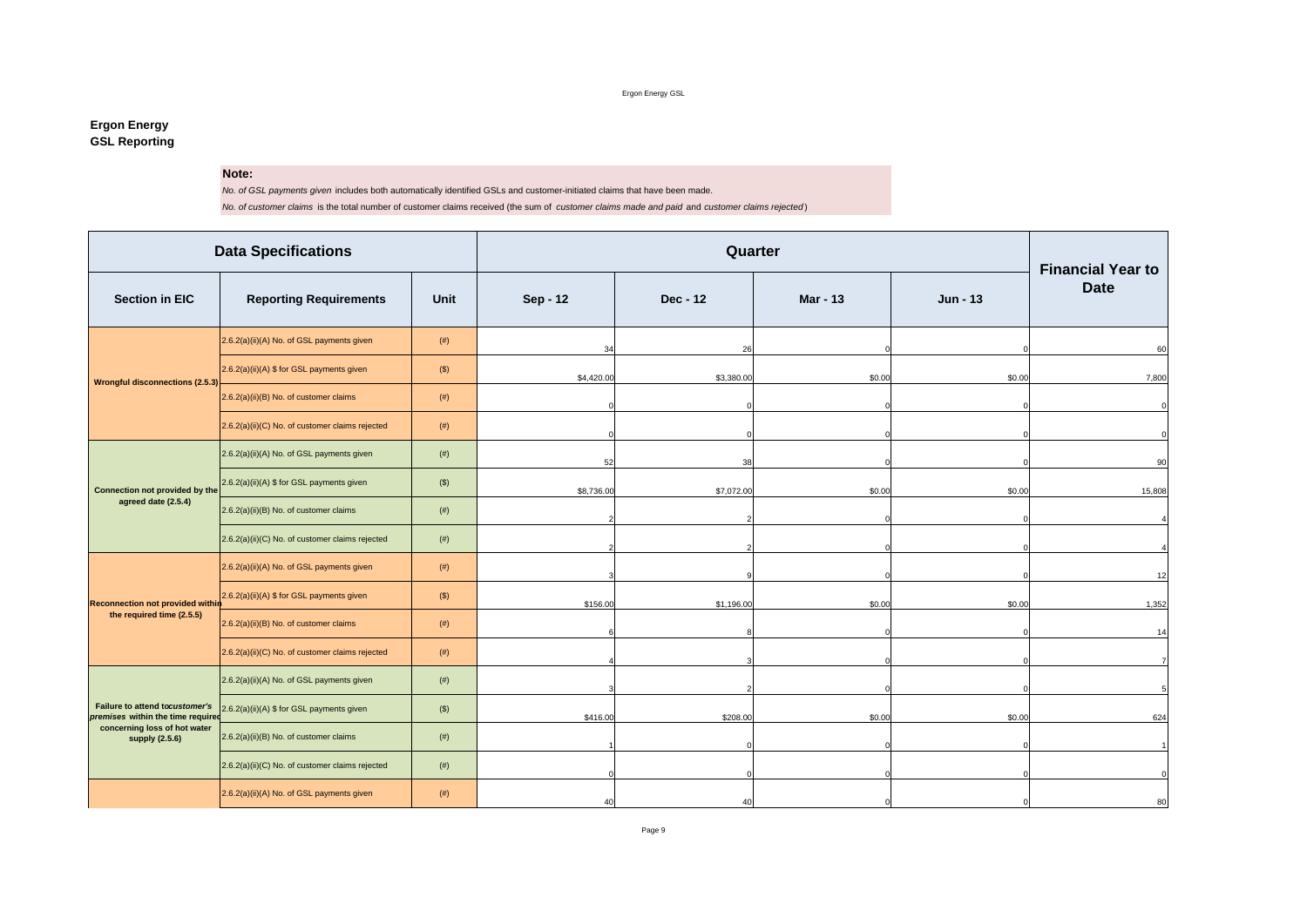**Ergon Energy**
**GSL Reporting**

**Note:**

*No. of GSL payments given* includes both automatically identified GSLs and customer-initiated claims that have been made.

*No. of customer claims* is the total number of customer claims received (the sum of *customer claims made and paid* and *customer claims rejected*)

| Data Specifications | | | Quarter | | | | Financial Year to Date |
|---|---|---|---|---|---|---|---|
| Section in EIC | Reporting Requirements | Unit | Sep - 12 | Dec - 12 | Mar - 13 | Jun - 13 | |
| Wrongful disconnections (2.5.3) | 2.6.2(a)(ii)(A) No. of GSL payments given | (#) | 34 | 26 | 0 | 0 | 60 |
| | 2.6.2(a)(ii)(A) $ for GSL payments given | ($) | $4,420.00 | $3,380.00 | $0.00 | $0.00 | 7,800 |
| | 2.6.2(a)(ii)(B) No. of customer claims | (#) | 0 | 0 | 0 | 0 | 0 |
| | 2.6.2(a)(ii)(C) No. of customer claims rejected | (#) | 0 | 0 | 0 | 0 | 0 |
| Connection not provided by the agreed date (2.5.4) | 2.6.2(a)(ii)(A) No. of GSL payments given | (#) | 52 | 38 | 0 | 0 | 90 |
| | 2.6.2(a)(ii)(A) $ for GSL payments given | ($) | $8,736.00 | $7,072.00 | $0.00 | $0.00 | 15,808 |
| | 2.6.2(a)(ii)(B) No. of customer claims | (#) | 2 | 2 | 0 | 0 | 4 |
| | 2.6.2(a)(ii)(C) No. of customer claims rejected | (#) | 2 | 2 | 0 | 0 | 4 |
| Reconnection not provided within the required time (2.5.5) | 2.6.2(a)(ii)(A) No. of GSL payments given | (#) | 3 | 9 | 0 | 0 | 12 |
| | 2.6.2(a)(ii)(A) $ for GSL payments given | ($) | $156.00 | $1,196.00 | $0.00 | $0.00 | 1,352 |
| | 2.6.2(a)(ii)(B) No. of customer claims | (#) | 6 | 8 | 0 | 0 | 14 |
| | 2.6.2(a)(ii)(C) No. of customer claims rejected | (#) | 4 | 3 | 0 | 0 | 7 |
| Failure to attend to *customer's premises* within the time required concerning loss of hot water supply (2.5.6) | 2.6.2(a)(ii)(A) No. of GSL payments given | (#) | 3 | 2 | 0 | 0 | 5 |
| | 2.6.2(a)(ii)(A) $ for GSL payments given | ($) | $416.00 | $208.00 | $0.00 | $0.00 | 624 |
| | 2.6.2(a)(ii)(B) No. of customer claims | (#) | 1 | 0 | 0 | 0 | 1 |
| | 2.6.2(a)(ii)(C) No. of customer claims rejected | (#) | 0 | 0 | 0 | 0 | 0 |
| | 2.6.2(a)(ii)(A) No. of GSL payments given | (#) | 40 | 40 | 0 | 0 | 80 |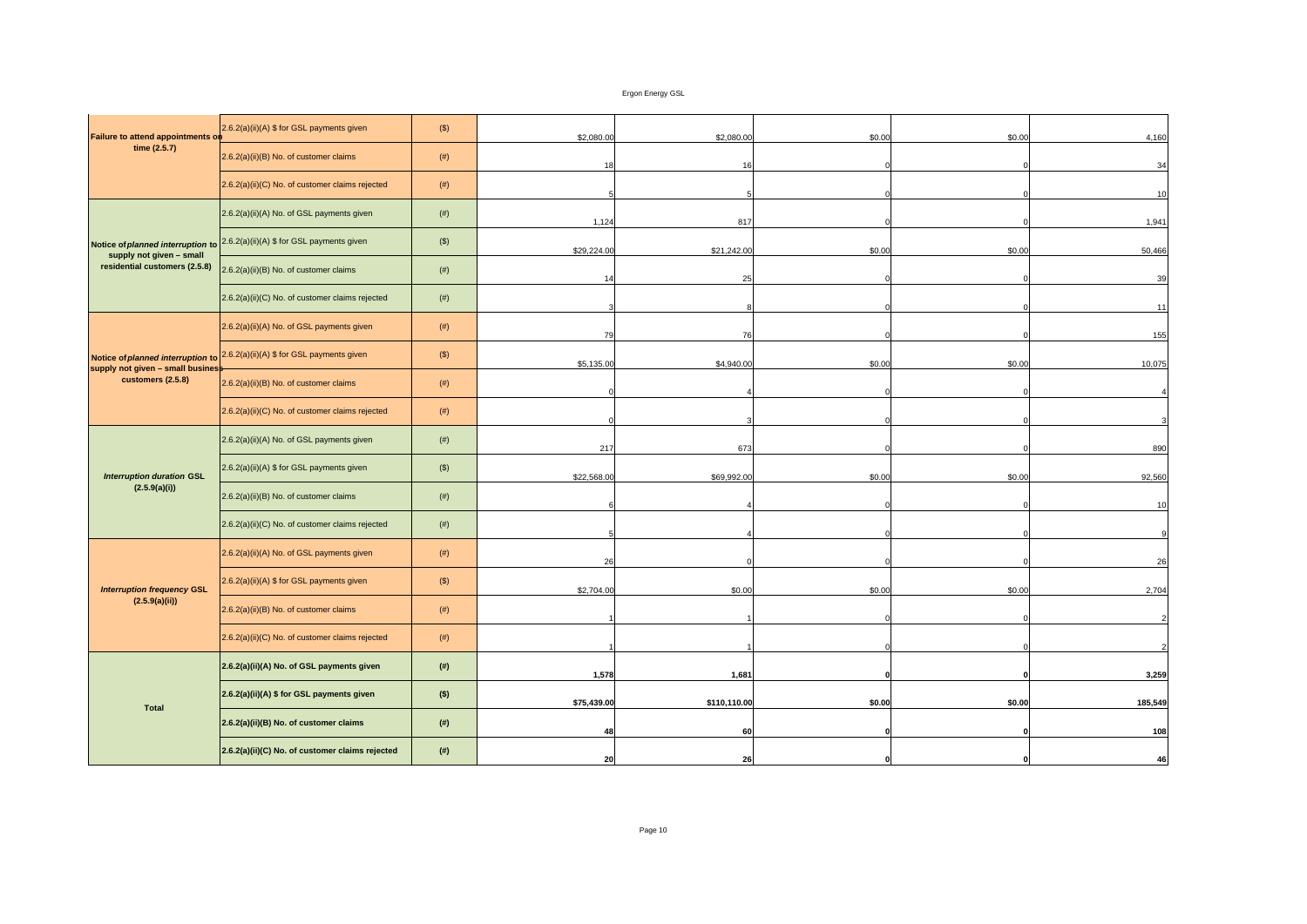Ergon Energy GSL

| | | | | | | | |
|---|---|---|---|---|---|---|---|
| **Failure to attend appointments on time (2.5.7)** | 2.6.2(a)(ii)(A) $ for GSL payments given | ($) | $2,080.00 | $2,080.00 | $0.00 | $0.00 | 4,160 |
| | 2.6.2(a)(ii)(B) No. of customer claims | (#) | 18 | 16 | 0 | 0 | 34 |
| | 2.6.2(a)(ii)(C) No. of customer claims rejected | (#) | 5 | 5 | 0 | 0 | 10 |
| **Notice of *planned interruption* to supply not given – small residential customers (2.5.8)** | 2.6.2(a)(ii)(A) No. of GSL payments given | (#) | 1,124 | 817 | 0 | 0 | 1,941 |
| | 2.6.2(a)(ii)(A) $ for GSL payments given | ($) | $29,224.00 | $21,242.00 | $0.00 | $0.00 | 50,466 |
| | 2.6.2(a)(ii)(B) No. of customer claims | (#) | 14 | 25 | 0 | 0 | 39 |
| | 2.6.2(a)(ii)(C) No. of customer claims rejected | (#) | 3 | 8 | 0 | 0 | 11 |
| **Notice of *planned interruption* to supply not given – small business customers (2.5.8)** | 2.6.2(a)(ii)(A) No. of GSL payments given | (#) | 79 | 76 | 0 | 0 | 155 |
| | 2.6.2(a)(ii)(A) $ for GSL payments given | ($) | $5,135.00 | $4,940.00 | $0.00 | $0.00 | 10,075 |
| | 2.6.2(a)(ii)(B) No. of customer claims | (#) | 0 | 4 | 0 | 0 | 4 |
| | 2.6.2(a)(ii)(C) No. of customer claims rejected | (#) | 0 | 3 | 0 | 0 | 3 |
| ***Interruption duration* GSL (2.5.9(a)(i))** | 2.6.2(a)(ii)(A) No. of GSL payments given | (#) | 217 | 673 | 0 | 0 | 890 |
| | 2.6.2(a)(ii)(A) $ for GSL payments given | ($) | $22,568.00 | $69,992.00 | $0.00 | $0.00 | 92,560 |
| | 2.6.2(a)(ii)(B) No. of customer claims | (#) | 6 | 4 | 0 | 0 | 10 |
| | 2.6.2(a)(ii)(C) No. of customer claims rejected | (#) | 5 | 4 | 0 | 0 | 9 |
| ***Interruption frequency* GSL (2.5.9(a)(ii))** | 2.6.2(a)(ii)(A) No. of GSL payments given | (#) | 26 | 0 | 0 | 0 | 26 |
| | 2.6.2(a)(ii)(A) $ for GSL payments given | ($) | $2,704.00 | $0.00 | $0.00 | $0.00 | 2,704 |
| | 2.6.2(a)(ii)(B) No. of customer claims | (#) | 1 | 1 | 0 | 0 | 2 |
| | 2.6.2(a)(ii)(C) No. of customer claims rejected | (#) | 1 | 1 | 0 | 0 | 2 |
| **Total** | **2.6.2(a)(ii)(A) No. of GSL payments given** | **(#)** | **1,578** | **1,681** | **0** | **0** | **3,259** |
| | **2.6.2(a)(ii)(A) $ for GSL payments given** | **($)** | **$75,439.00** | **$110,110.00** | **$0.00** | **$0.00** | **185,549** |
| | **2.6.2(a)(ii)(B) No. of customer claims** | **(#)** | **48** | **60** | **0** | **0** | **108** |
| | **2.6.2(a)(ii)(C) No. of customer claims rejected** | **(#)** | **20** | **26** | **0** | **0** | **46** |